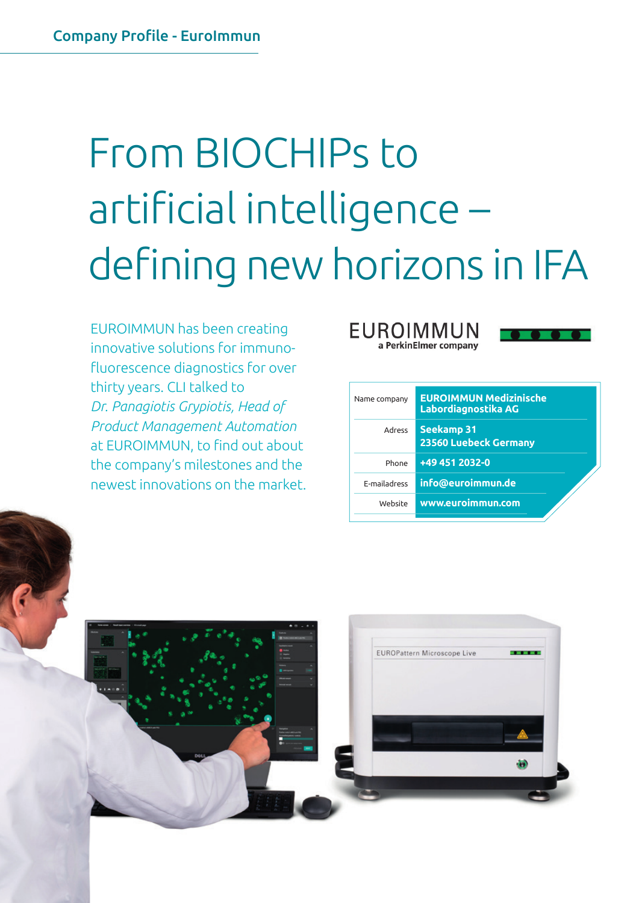# From BIOCHIPs to artificial intelligence – defining new horizons in IFA

EUROIMMUN has been creating innovative solutions for immuno­fluorescence diagnostics for over thirty years. CLI talked to *Dr. Panagiotis Grypiotis, Head of Product Management Automation* at EUROIMMUN, to find out about the company's milestones and the newest innovations on the market.

EUROIMMUN
a PerkinElmer company

| | |
|---|---|
| Name company | **EUROIMMUN Medizinische Labordiagnostika AG** |
| Adress | **Seekamp 31**<br>**23560 Luebeck Germany** |
| Phone | **+49 451 2032-0** |
| E-mailadress | **info@euroimmun.de** |
| Website | **www.euroimmun.com** |

EUROPattern Microscope Live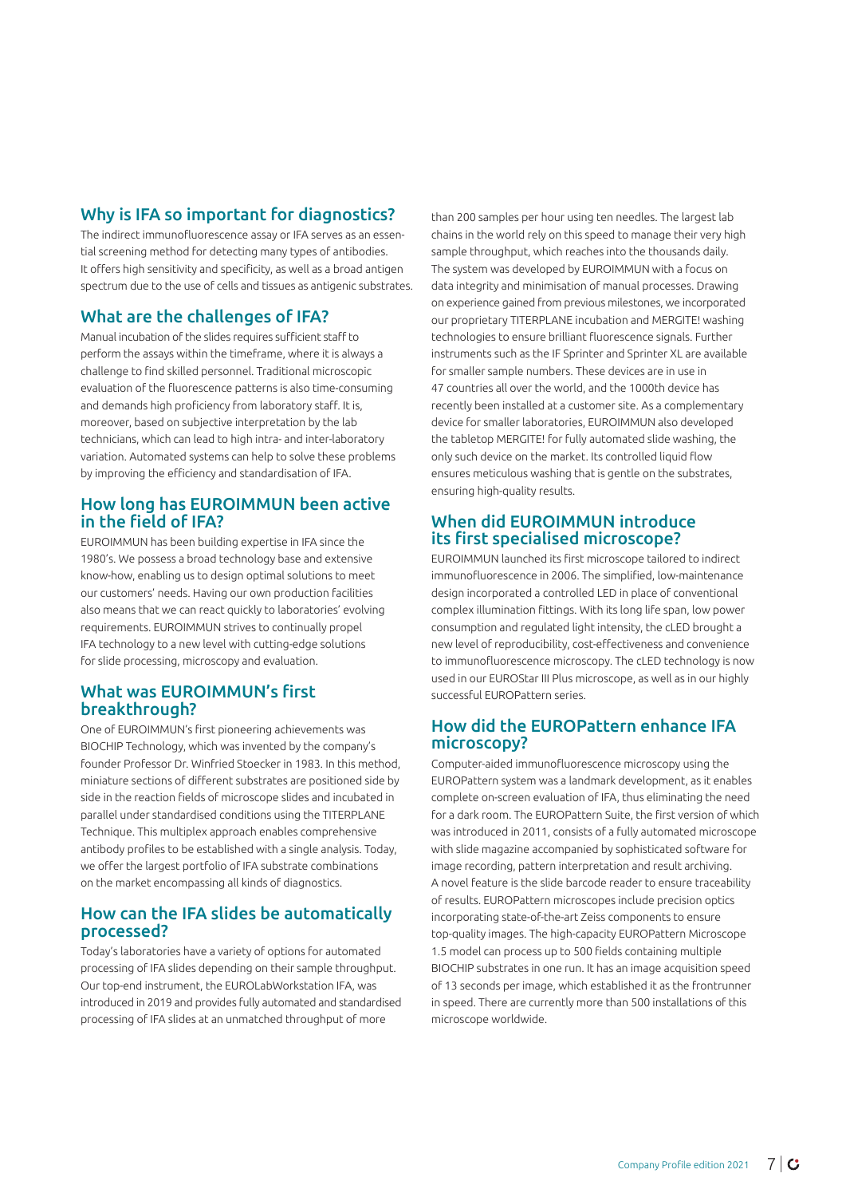## Why is IFA so important for diagnostics?

The indirect immunofluorescence assay or IFA serves as an essential screening method for detecting many types of antibodies. It offers high sensitivity and specificity, as well as a broad antigen spectrum due to the use of cells and tissues as antigenic substrates.

## What are the challenges of IFA?

Manual incubation of the slides requires sufficient staff to perform the assays within the timeframe, where it is always a challenge to find skilled personnel. Traditional microscopic evaluation of the fluorescence patterns is also time-consuming and demands high proficiency from laboratory staff. It is, moreover, based on subjective interpretation by the lab technicians, which can lead to high intra- and inter-laboratory variation. Automated systems can help to solve these problems by improving the efficiency and standardisation of IFA.

## How long has EUROIMMUN been active in the field of IFA?

EUROIMMUN has been building expertise in IFA since the 1980's. We possess a broad technology base and extensive know-how, enabling us to design optimal solutions to meet our customers' needs. Having our own production facilities also means that we can react quickly to laboratories' evolving requirements. EUROIMMUN strives to continually propel IFA technology to a new level with cutting-edge solutions for slide processing, microscopy and evaluation.

## What was EUROIMMUN's first breakthrough?

One of EUROIMMUN's first pioneering achievements was BIOCHIP Technology, which was invented by the company's founder Professor Dr. Winfried Stoecker in 1983. In this method, miniature sections of different substrates are positioned side by side in the reaction fields of microscope slides and incubated in parallel under standardised conditions using the TITERPLANE Technique. This multiplex approach enables comprehensive antibody profiles to be established with a single analysis. Today, we offer the largest portfolio of IFA substrate combinations on the market encompassing all kinds of diagnostics.

## How can the IFA slides be automatically processed?

Today's laboratories have a variety of options for automated processing of IFA slides depending on their sample throughput. Our top-end instrument, the EUROLabWorkstation IFA, was introduced in 2019 and provides fully automated and standardised processing of IFA slides at an unmatched throughput of more than 200 samples per hour using ten needles. The largest lab chains in the world rely on this speed to manage their very high sample throughput, which reaches into the thousands daily. The system was developed by EUROIMMUN with a focus on data integrity and minimisation of manual processes. Drawing on experience gained from previous milestones, we incorporated our proprietary TITERPLANE incubation and MERGITE! washing technologies to ensure brilliant fluorescence signals. Further instruments such as the IF Sprinter and Sprinter XL are available for smaller sample numbers. These devices are in use in 47 countries all over the world, and the 1000th device has recently been installed at a customer site. As a complementary device for smaller laboratories, EUROIMMUN also developed the tabletop MERGITE! for fully automated slide washing, the only such device on the market. Its controlled liquid flow ensures meticulous washing that is gentle on the substrates, ensuring high-quality results.

## When did EUROIMMUN introduce its first specialised microscope?

EUROIMMUN launched its first microscope tailored to indirect immunofluorescence in 2006. The simplified, low-maintenance design incorporated a controlled LED in place of conventional complex illumination fittings. With its long life span, low power consumption and regulated light intensity, the cLED brought a new level of reproducibility, cost-effectiveness and convenience to immunofluorescence microscopy. The cLED technology is now used in our EUROStar III Plus microscope, as well as in our highly successful EUROPattern series.

## How did the EUROPattern enhance IFA microscopy?

Computer-aided immunofluorescence microscopy using the EUROPattern system was a landmark development, as it enables complete on-screen evaluation of IFA, thus eliminating the need for a dark room. The EUROPattern Suite, the first version of which was introduced in 2011, consists of a fully automated microscope with slide magazine accompanied by sophisticated software for image recording, pattern interpretation and result archiving. A novel feature is the slide barcode reader to ensure traceability of results. EUROPattern microscopes include precision optics incorporating state-of-the-art Zeiss components to ensure top-quality images. The high-capacity EUROPattern Microscope 1.5 model can process up to 500 fields containing multiple BIOCHIP substrates in one run. It has an image acquisition speed of 13 seconds per image, which established it as the frontrunner in speed. There are currently more than 500 installations of this microscope worldwide.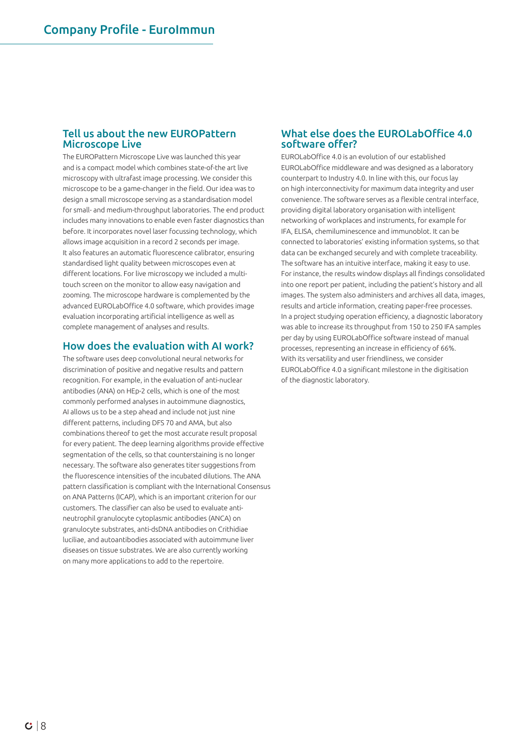## Tell us about the new EUROPattern Microscope Live

The EUROPattern Microscope Live was launched this year and is a compact model which combines state-of-the art live microscopy with ultrafast image processing. We consider this microscope to be a game-changer in the field. Our idea was to design a small microscope serving as a standardisation model for small- and medium-throughput laboratories. The end product includes many innovations to enable even faster diagnostics than before. It incorporates novel laser focussing technology, which allows image acquisition in a record 2 seconds per image. It also features an automatic fluorescence calibrator, ensuring standardised light quality between microscopes even at different locations. For live microscopy we included a multi-touch screen on the monitor to allow easy navigation and zooming. The microscope hardware is complemented by the advanced EUROLabOffice 4.0 software, which provides image evaluation incorporating artificial intelligence as well as complete management of analyses and results.

## How does the evaluation with AI work?

The software uses deep convolutional neural networks for discrimination of positive and negative results and pattern recognition. For example, in the evaluation of anti-nuclear antibodies (ANA) on HEp-2 cells, which is one of the most commonly performed analyses in autoimmune diagnostics, AI allows us to be a step ahead and include not just nine different patterns, including DFS 70 and AMA, but also combinations thereof to get the most accurate result proposal for every patient. The deep learning algorithms provide effective segmentation of the cells, so that counterstaining is no longer necessary. The software also generates titer suggestions from the fluorescence intensities of the incubated dilutions. The ANA pattern classification is compliant with the International Consensus on ANA Patterns (ICAP), which is an important criterion for our customers. The classifier can also be used to evaluate anti-neutrophil granulocyte cytoplasmic antibodies (ANCA) on granulocyte substrates, anti-dsDNA antibodies on Crithidiae luciliae, and autoantibodies associated with autoimmune liver diseases on tissue substrates. We are also currently working on many more applications to add to the repertoire.

## What else does the EUROLabOffice 4.0 software offer?

EUROLabOffice 4.0 is an evolution of our established EUROLabOffice middleware and was designed as a laboratory counterpart to Industry 4.0. In line with this, our focus lay on high interconnectivity for maximum data integrity and user convenience. The software serves as a flexible central interface, providing digital laboratory organisation with intelligent networking of workplaces and instruments, for example for IFA, ELISA, chemiluminescence and immunoblot. It can be connected to laboratories' existing information systems, so that data can be exchanged securely and with complete traceability. The software has an intuitive interface, making it easy to use. For instance, the results window displays all findings consolidated into one report per patient, including the patient's history and all images. The system also administers and archives all data, images, results and article information, creating paper-free processes. In a project studying operation efficiency, a diagnostic laboratory was able to increase its throughput from 150 to 250 IFA samples per day by using EUROLabOffice software instead of manual processes, representing an increase in efficiency of 66%. With its versatility and user friendliness, we consider EUROLabOffice 4.0 a significant milestone in the digitisation of the diagnostic laboratory.